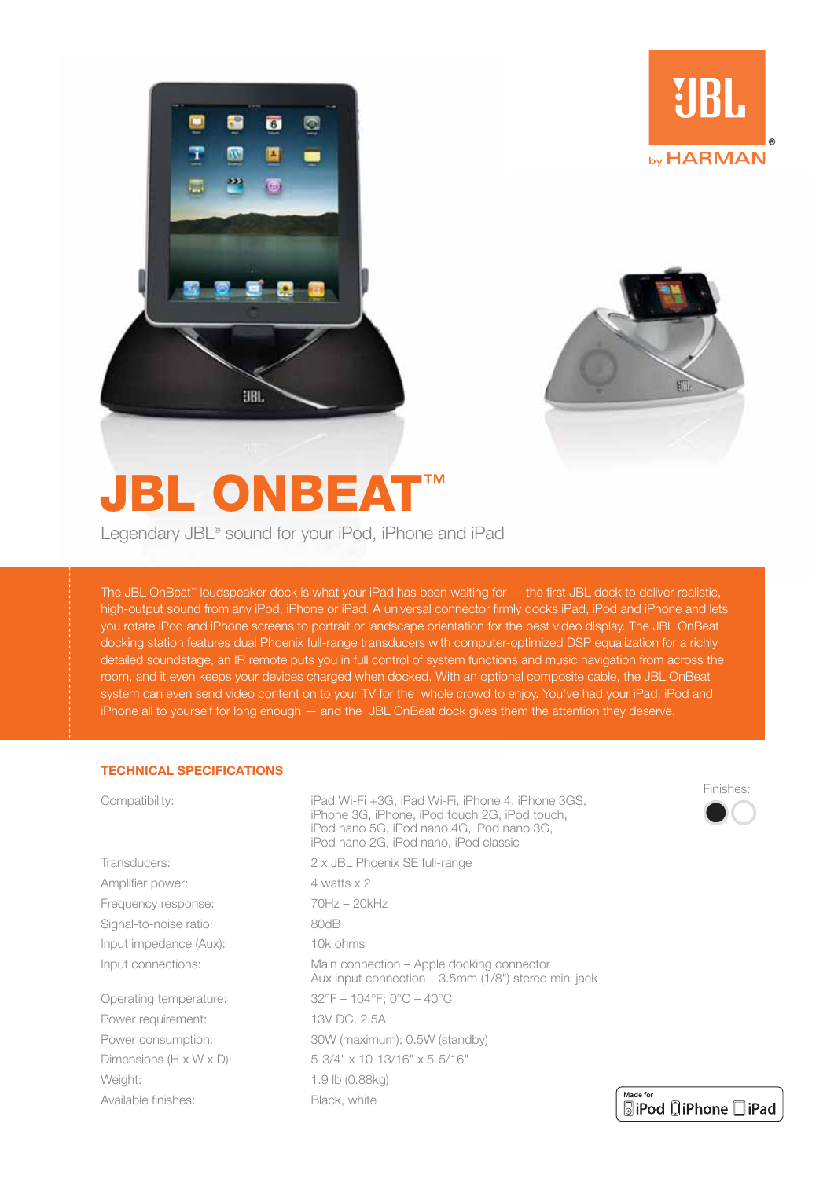JBL by HARMAN

# JBL ONBEAT™

Legendary JBL® sound for your iPod, iPhone and iPad

The JBL OnBeat™ loudspeaker dock is what your iPad has been waiting for — the first JBL dock to deliver realistic, high-output sound from any iPod, iPhone or iPad. A universal connector firmly docks iPad, iPod and iPhone and lets you rotate iPod and iPhone screens to portrait or landscape orientation for the best video display. The JBL OnBeat docking station features dual Phoenix full-range transducers with computer-optimized DSP equalization for a richly detailed soundstage, an IR remote puts you in full control of system functions and music navigation from across the room, and it even keeps your devices charged when docked. With an optional composite cable, the JBL OnBeat system can even send video content on to your TV for the whole crowd to enjoy. You've had your iPad, iPod and iPhone all to yourself for long enough — and the JBL OnBeat dock gives them the attention they deserve.

## TECHNICAL SPECIFICATIONS

| | |
|---|---|
| Compatibility: | iPad Wi-Fi +3G, iPad Wi-Fi, iPhone 4, iPhone 3GS, iPhone 3G, iPhone, iPod touch 2G, iPod touch, iPod nano 5G, iPod nano 4G, iPod nano 3G, iPod nano 2G, iPod nano, iPod classic |
| Transducers: | 2 x JBL Phoenix SE full-range |
| Amplifier power: | 4 watts x 2 |
| Frequency response: | 70Hz – 20kHz |
| Signal-to-noise ratio: | 80dB |
| Input impedance (Aux): | 10k ohms |
| Input connections: | Main connection – Apple docking connector<br>Aux input connection – 3.5mm (1/8") stereo mini jack |
| Operating temperature: | 32°F – 104°F; 0°C – 40°C |
| Power requirement: | 13V DC, 2.5A |
| Power consumption: | 30W (maximum); 0.5W (standby) |
| Dimensions (H x W x D): | 5-3/4" x 10-13/16" x 5-5/16" |
| Weight: | 1.9 lb (0.88kg) |
| Available finishes: | Black, white |

Finishes:

Made for iPod iPhone iPad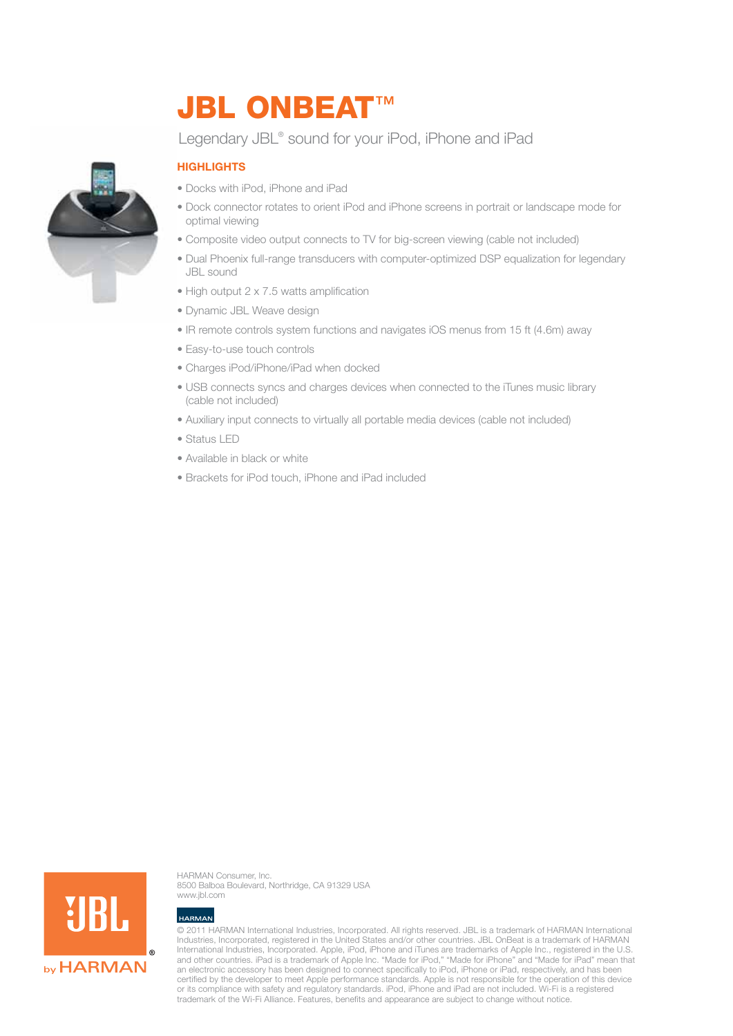# JBL ONBEAT™

Legendary JBL® sound for your iPod, iPhone and iPad

## HIGHLIGHTS

- Docks with iPod, iPhone and iPad
- Dock connector rotates to orient iPod and iPhone screens in portrait or landscape mode for optimal viewing
- Composite video output connects to TV for big-screen viewing (cable not included)
- Dual Phoenix full-range transducers with computer-optimized DSP equalization for legendary JBL sound
- High output 2 x 7.5 watts amplification
- Dynamic JBL Weave design
- IR remote controls system functions and navigates iOS menus from 15 ft (4.6m) away
- Easy-to-use touch controls
- Charges iPod/iPhone/iPad when docked
- USB connects syncs and charges devices when connected to the iTunes music library (cable not included)
- Auxiliary input connects to virtually all portable media devices (cable not included)
- Status LED
- Available in black or white
- Brackets for iPod touch, iPhone and iPad included

JBL® by HARMAN

HARMAN Consumer, Inc.
8500 Balboa Boulevard, Northridge, CA 91329 USA
www.jbl.com

HARMAN

© 2011 HARMAN International Industries, Incorporated. All rights reserved. JBL is a trademark of HARMAN International Industries, Incorporated, registered in the United States and/or other countries. JBL OnBeat is a trademark of HARMAN International Industries, Incorporated. Apple, iPod, iPhone and iTunes are trademarks of Apple Inc., registered in the U.S. and other countries. iPad is a trademark of Apple Inc. "Made for iPod," "Made for iPhone" and "Made for iPad" mean that an electronic accessory has been designed to connect specifically to iPod, iPhone or iPad, respectively, and has been certified by the developer to meet Apple performance standards. Apple is not responsible for the operation of this device or its compliance with safety and regulatory standards. iPod, iPhone and iPad are not included. Wi-Fi is a registered trademark of the Wi-Fi Alliance. Features, benefits and appearance are subject to change without notice.